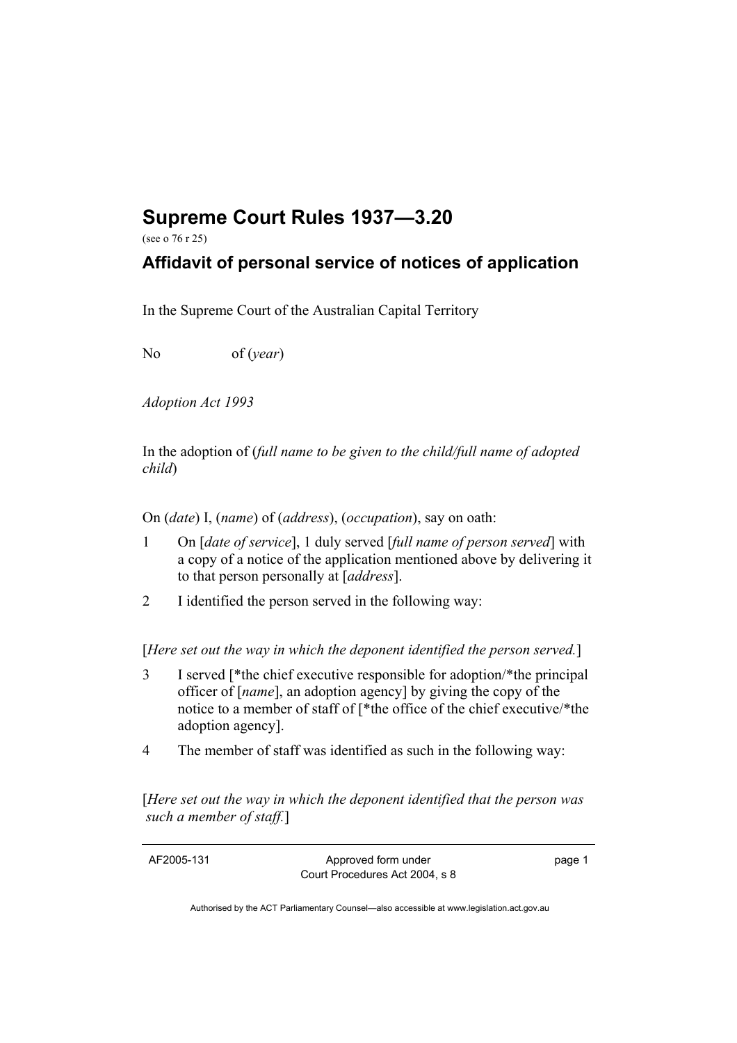# Supreme Court Rules 1937—3.20

(see o 76 r 25)

## Affidavit of personal service of notices of application

In the Supreme Court of the Australian Capital Territory

No of (*year*)

*Adoption Act 1993*

In the adoption of (*full name to be given to the child/full name of adopted child*)

On (*date*) I, (*name*) of (*address*), (*occupation*), say on oath:

1 On [*date of service*], 1 duly served [*full name of person served*] with a copy of a notice of the application mentioned above by delivering it to that person personally at [*address*].

2 I identified the person served in the following way:

[*Here set out the way in which the deponent identified the person served.*]

3 I served [*the chief executive responsible for adoption/*the principal officer of [*name*], an adoption agency] by giving the copy of the notice to a member of staff of [*the office of the chief executive/*the adoption agency].

4 The member of staff was identified as such in the following way:

[*Here set out the way in which the deponent identified that the person was such a member of staff.*]

AF2005-131 Approved form under Court Procedures Act 2004, s 8

Authorised by the ACT Parliamentary Counsel—also accessible at www.legislation.act.gov.au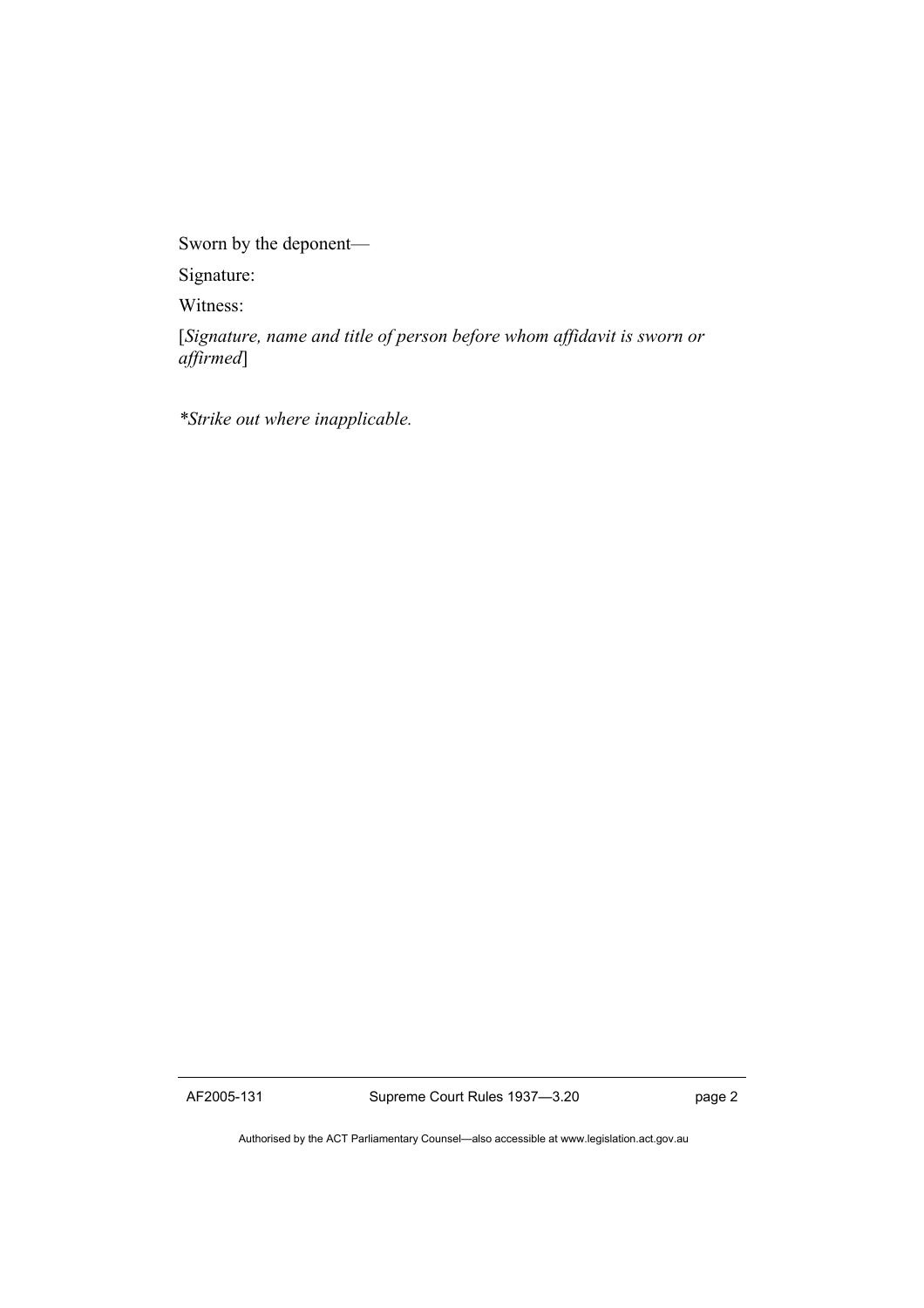Sworn by the deponent—

Signature:

Witness:

[*Signature, name and title of person before whom affidavit is sworn or affirmed*]

**Strike out where inapplicable.*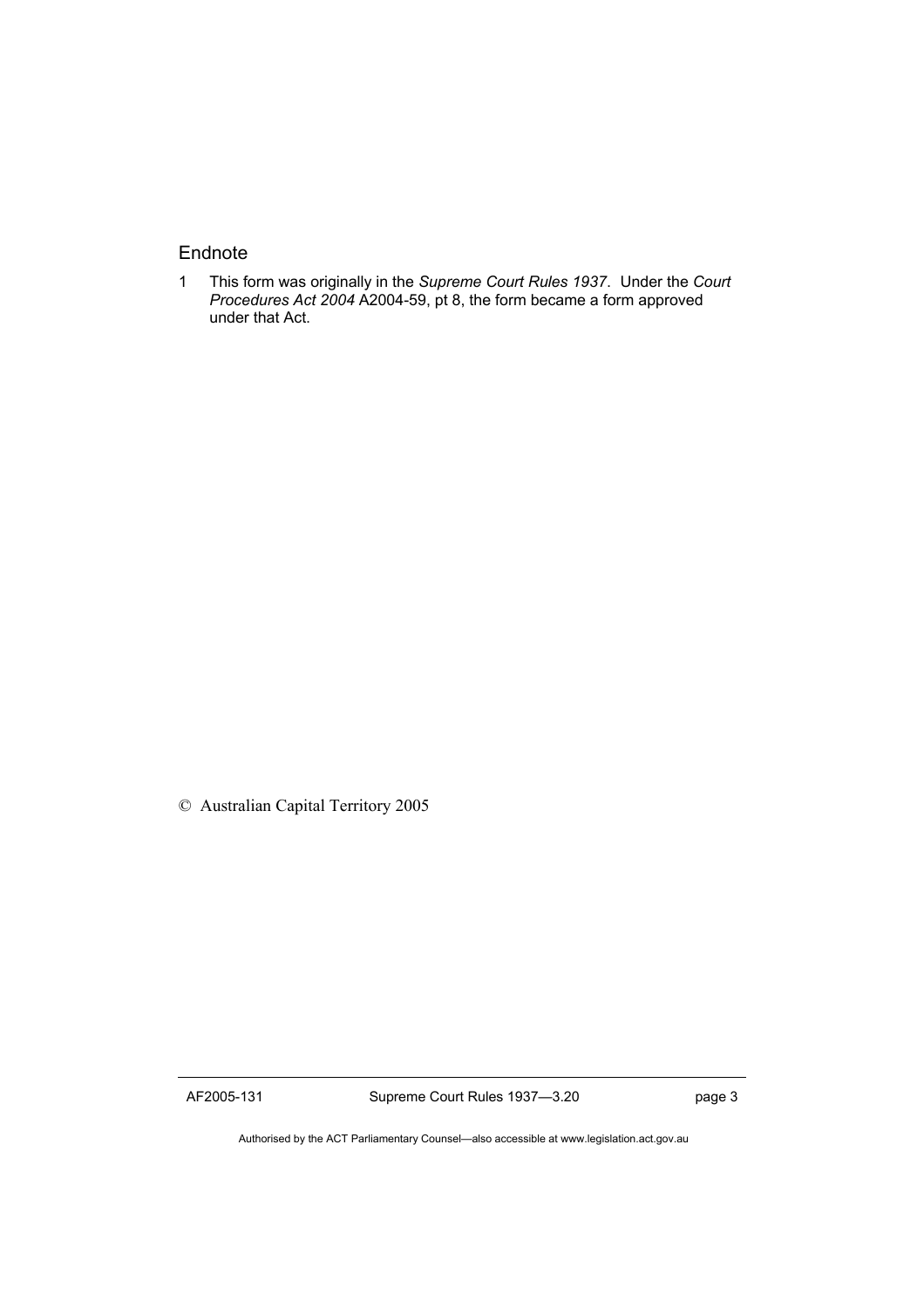## Endnote

1 This form was originally in the *Supreme Court Rules 1937*. Under the *Court Procedures Act 2004* A2004-59, pt 8, the form became a form approved under that Act.

© Australian Capital Territory 2005